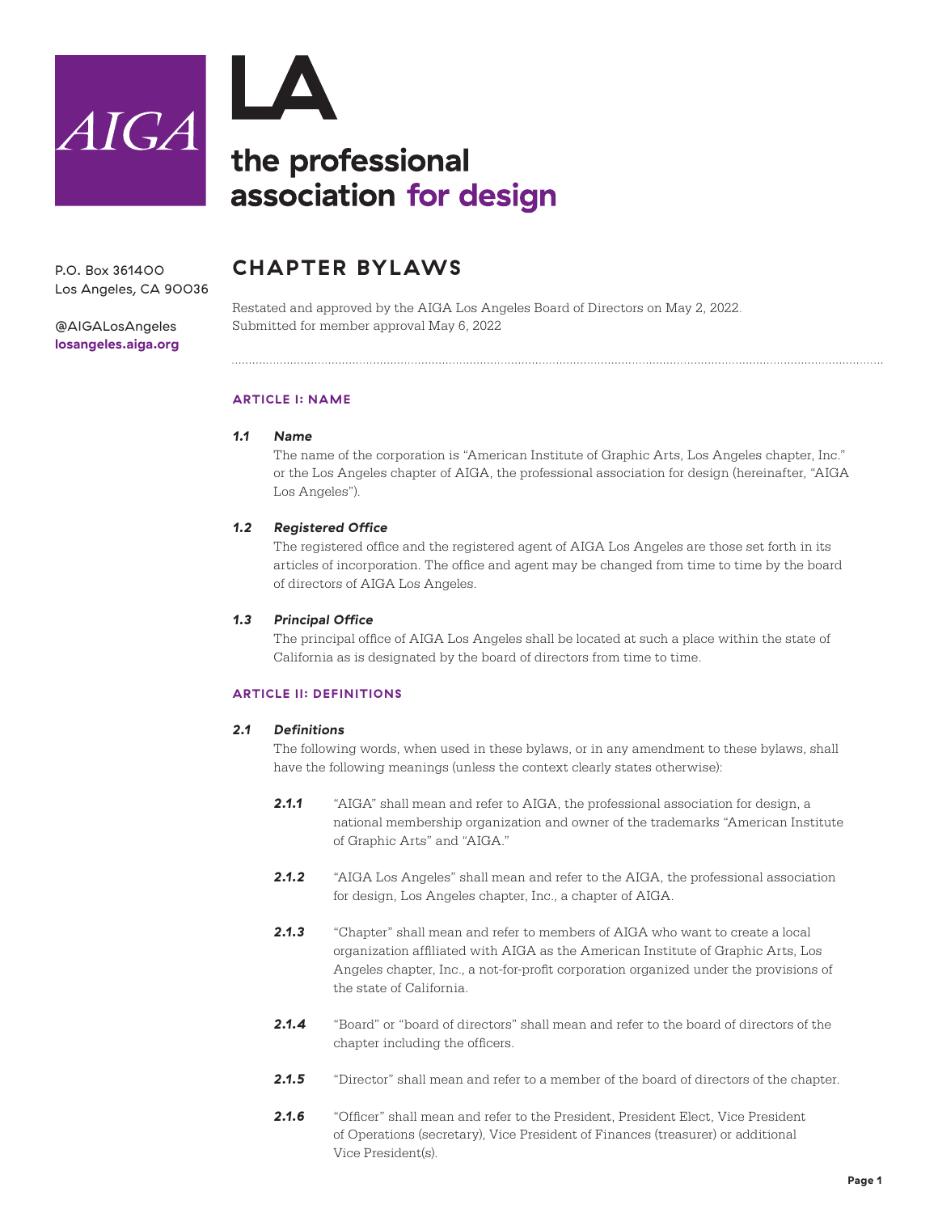AIGA

LA

the professional association for design

P.O. Box 361400
Los Angeles, CA 90036

@AIGALosAngeles
**losangeles.aiga.org**

# CHAPTER BYLAWS

Restated and approved by the AIGA Los Angeles Board of Directors on May 2, 2022.
Submitted for member approval May 6, 2022

## ARTICLE I: NAME

### *1.1 Name*

The name of the corporation is "American Institute of Graphic Arts, Los Angeles chapter, Inc." or the Los Angeles chapter of AIGA, the professional association for design (hereinafter, "AIGA Los Angeles").

### *1.2 Registered Office*

The registered office and the registered agent of AIGA Los Angeles are those set forth in its articles of incorporation. The office and agent may be changed from time to time by the board of directors of AIGA Los Angeles.

### *1.3 Principal Office*

The principal office of AIGA Los Angeles shall be located at such a place within the state of California as is designated by the board of directors from time to time.

## ARTICLE II: DEFINITIONS

### *2.1 Definitions*

The following words, when used in these bylaws, or in any amendment to these bylaws, shall have the following meanings (unless the context clearly states otherwise):

***2.1.1*** "AIGA" shall mean and refer to AIGA, the professional association for design, a national membership organization and owner of the trademarks "American Institute of Graphic Arts" and "AIGA."

***2.1.2*** "AIGA Los Angeles" shall mean and refer to the AIGA, the professional association for design, Los Angeles chapter, Inc., a chapter of AIGA.

***2.1.3*** "Chapter" shall mean and refer to members of AIGA who want to create a local organization affiliated with AIGA as the American Institute of Graphic Arts, Los Angeles chapter, Inc., a not-for-profit corporation organized under the provisions of the state of California.

***2.1.4*** "Board" or "board of directors" shall mean and refer to the board of directors of the chapter including the officers.

***2.1.5*** "Director" shall mean and refer to a member of the board of directors of the chapter.

***2.1.6*** "Officer" shall mean and refer to the President, President Elect, Vice President of Operations (secretary), Vice President of Finances (treasurer) or additional Vice President(s).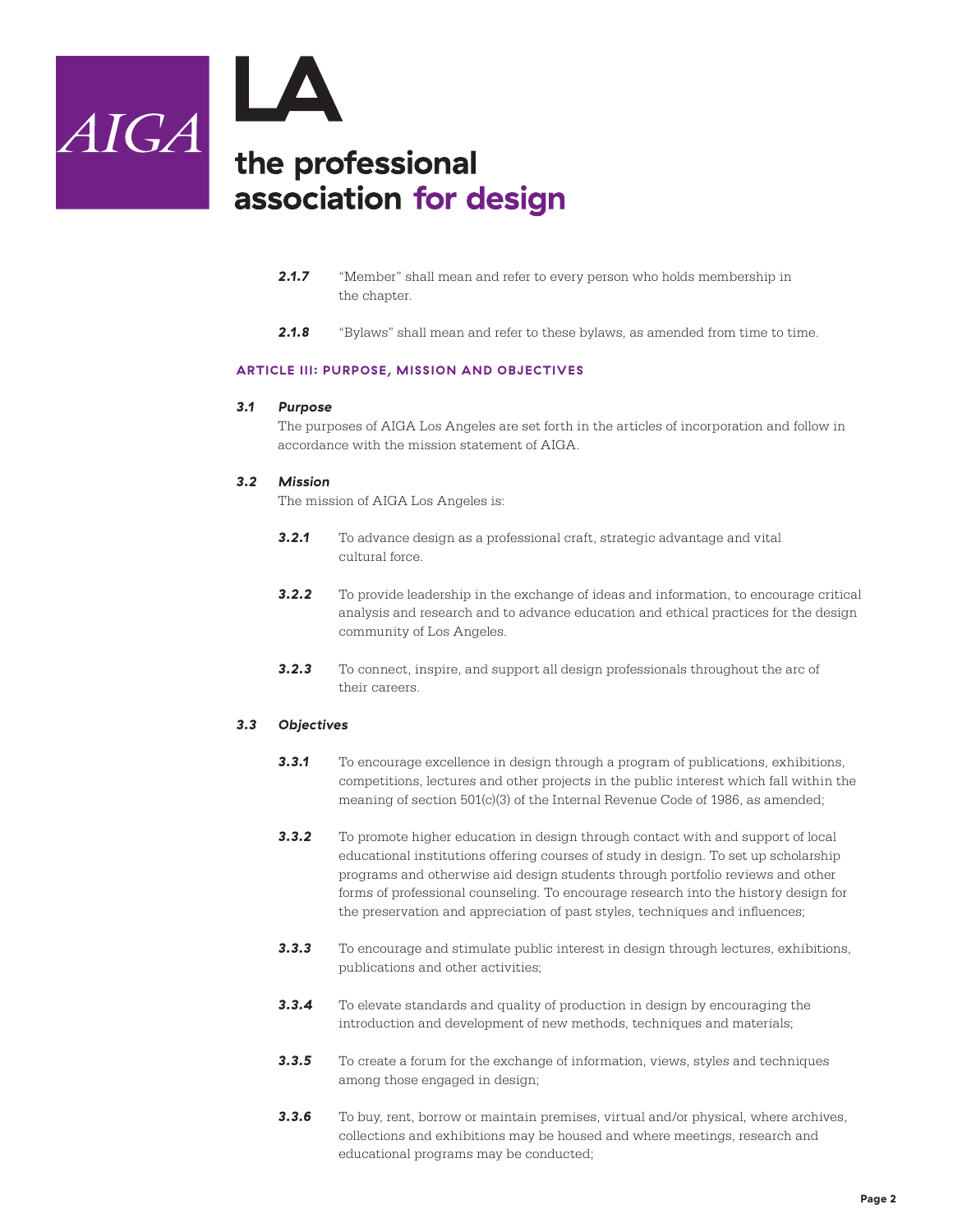**2.1.7** “Member” shall mean and refer to every person who holds membership in the chapter.

**2.1.8** “Bylaws” shall mean and refer to these bylaws, as amended from time to time.

## ARTICLE III: PURPOSE, MISSION AND OBJECTIVES

### *3.1 Purpose*

The purposes of AIGA Los Angeles are set forth in the articles of incorporation and follow in accordance with the mission statement of AIGA.

### *3.2 Mission*

The mission of AIGA Los Angeles is:

**3.2.1** To advance design as a professional craft, strategic advantage and vital cultural force.

**3.2.2** To provide leadership in the exchange of ideas and information, to encourage critical analysis and research and to advance education and ethical practices for the design community of Los Angeles.

**3.2.3** To connect, inspire, and support all design professionals throughout the arc of their careers.

### *3.3 Objectives*

**3.3.1** To encourage excellence in design through a program of publications, exhibitions, competitions, lectures and other projects in the public interest which fall within the meaning of section 501(c)(3) of the Internal Revenue Code of 1986, as amended;

**3.3.2** To promote higher education in design through contact with and support of local educational institutions offering courses of study in design. To set up scholarship programs and otherwise aid design students through portfolio reviews and other forms of professional counseling. To encourage research into the history design for the preservation and appreciation of past styles, techniques and influences;

**3.3.3** To encourage and stimulate public interest in design through lectures, exhibitions, publications and other activities;

**3.3.4** To elevate standards and quality of production in design by encouraging the introduction and development of new methods, techniques and materials;

**3.3.5** To create a forum for the exchange of information, views, styles and techniques among those engaged in design;

**3.3.6** To buy, rent, borrow or maintain premises, virtual and/or physical, where archives, collections and exhibitions may be housed and where meetings, research and educational programs may be conducted;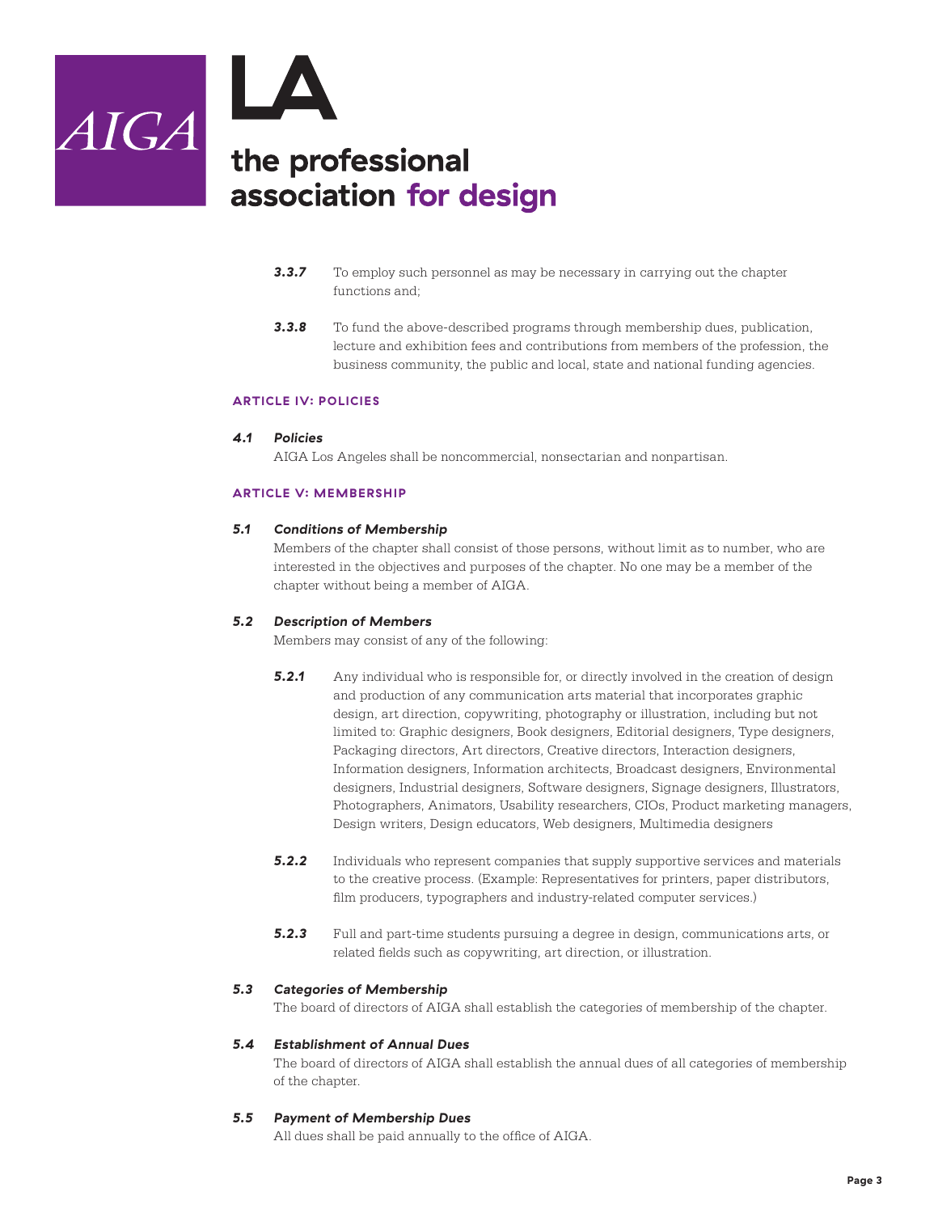**3.3.7** To employ such personnel as may be necessary in carrying out the chapter functions and;

**3.3.8** To fund the above-described programs through membership dues, publication, lecture and exhibition fees and contributions from members of the profession, the business community, the public and local, state and national funding agencies.

## ARTICLE IV: POLICIES

### 4.1 Policies

AIGA Los Angeles shall be noncommercial, nonsectarian and nonpartisan.

## ARTICLE V: MEMBERSHIP

### 5.1 Conditions of Membership

Members of the chapter shall consist of those persons, without limit as to number, who are interested in the objectives and purposes of the chapter. No one may be a member of the chapter without being a member of AIGA.

### 5.2 Description of Members

Members may consist of any of the following:

**5.2.1** Any individual who is responsible for, or directly involved in the creation of design and production of any communication arts material that incorporates graphic design, art direction, copywriting, photography or illustration, including but not limited to: Graphic designers, Book designers, Editorial designers, Type designers, Packaging directors, Art directors, Creative directors, Interaction designers, Information designers, Information architects, Broadcast designers, Environmental designers, Industrial designers, Software designers, Signage designers, Illustrators, Photographers, Animators, Usability researchers, CIOs, Product marketing managers, Design writers, Design educators, Web designers, Multimedia designers

**5.2.2** Individuals who represent companies that supply supportive services and materials to the creative process. (Example: Representatives for printers, paper distributors, film producers, typographers and industry-related computer services.)

**5.2.3** Full and part-time students pursuing a degree in design, communications arts, or related fields such as copywriting, art direction, or illustration.

### 5.3 Categories of Membership

The board of directors of AIGA shall establish the categories of membership of the chapter.

### 5.4 Establishment of Annual Dues

The board of directors of AIGA shall establish the annual dues of all categories of membership of the chapter.

### 5.5 Payment of Membership Dues

All dues shall be paid annually to the office of AIGA.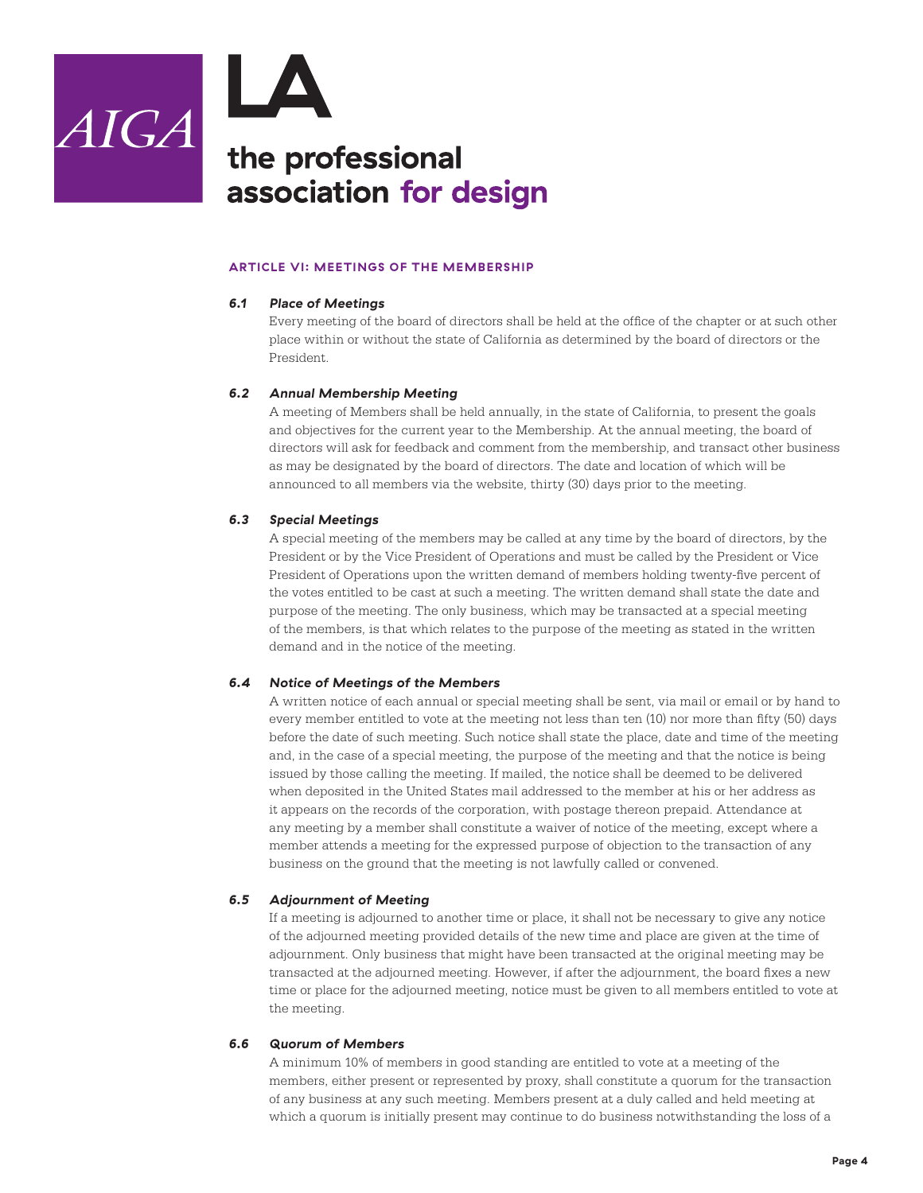## ARTICLE VI: MEETINGS OF THE MEMBERSHIP

### *6.1 Place of Meetings*

Every meeting of the board of directors shall be held at the office of the chapter or at such other place within or without the state of California as determined by the board of directors or the President.

### *6.2 Annual Membership Meeting*

A meeting of Members shall be held annually, in the state of California, to present the goals and objectives for the current year to the Membership. At the annual meeting, the board of directors will ask for feedback and comment from the membership, and transact other business as may be designated by the board of directors. The date and location of which will be announced to all members via the website, thirty (30) days prior to the meeting.

### *6.3 Special Meetings*

A special meeting of the members may be called at any time by the board of directors, by the President or by the Vice President of Operations and must be called by the President or Vice President of Operations upon the written demand of members holding twenty-five percent of the votes entitled to be cast at such a meeting. The written demand shall state the date and purpose of the meeting. The only business, which may be transacted at a special meeting of the members, is that which relates to the purpose of the meeting as stated in the written demand and in the notice of the meeting.

### *6.4 Notice of Meetings of the Members*

A written notice of each annual or special meeting shall be sent, via mail or email or by hand to every member entitled to vote at the meeting not less than ten (10) nor more than fifty (50) days before the date of such meeting. Such notice shall state the place, date and time of the meeting and, in the case of a special meeting, the purpose of the meeting and that the notice is being issued by those calling the meeting. If mailed, the notice shall be deemed to be delivered when deposited in the United States mail addressed to the member at his or her address as it appears on the records of the corporation, with postage thereon prepaid. Attendance at any meeting by a member shall constitute a waiver of notice of the meeting, except where a member attends a meeting for the expressed purpose of objection to the transaction of any business on the ground that the meeting is not lawfully called or convened.

### *6.5 Adjournment of Meeting*

If a meeting is adjourned to another time or place, it shall not be necessary to give any notice of the adjourned meeting provided details of the new time and place are given at the time of adjournment. Only business that might have been transacted at the original meeting may be transacted at the adjourned meeting. However, if after the adjournment, the board fixes a new time or place for the adjourned meeting, notice must be given to all members entitled to vote at the meeting.

### *6.6 Quorum of Members*

A minimum 10% of members in good standing are entitled to vote at a meeting of the members, either present or represented by proxy, shall constitute a quorum for the transaction of any business at any such meeting. Members present at a duly called and held meeting at which a quorum is initially present may continue to do business notwithstanding the loss of a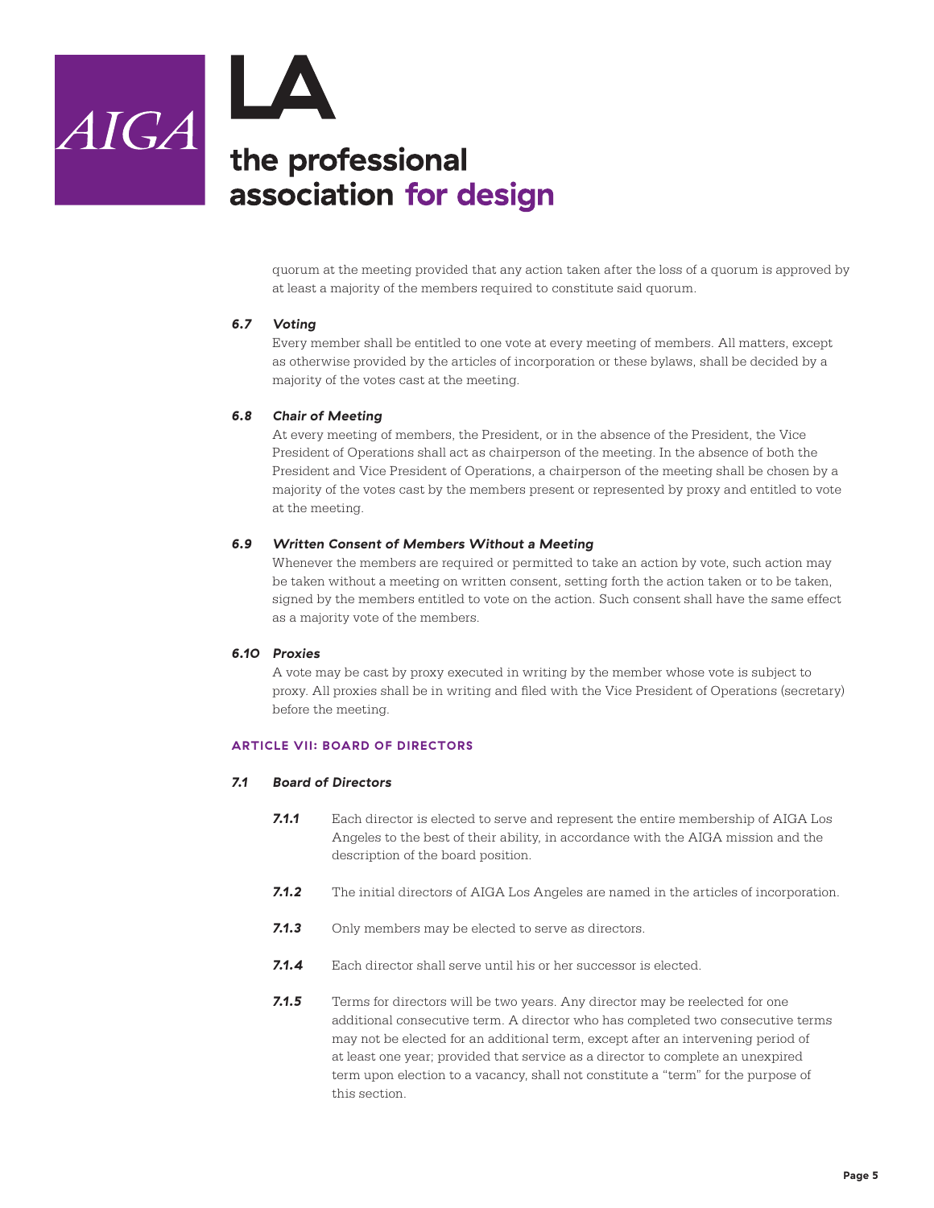quorum at the meeting provided that any action taken after the loss of a quorum is approved by at least a majority of the members required to constitute said quorum.

### 6.7 *Voting*

Every member shall be entitled to one vote at every meeting of members. All matters, except as otherwise provided by the articles of incorporation or these bylaws, shall be decided by a majority of the votes cast at the meeting.

### 6.8 *Chair of Meeting*

At every meeting of members, the President, or in the absence of the President, the Vice President of Operations shall act as chairperson of the meeting. In the absence of both the President and Vice President of Operations, a chairperson of the meeting shall be chosen by a majority of the votes cast by the members present or represented by proxy and entitled to vote at the meeting.

### 6.9 *Written Consent of Members Without a Meeting*

Whenever the members are required or permitted to take an action by vote, such action may be taken without a meeting on written consent, setting forth the action taken or to be taken, signed by the members entitled to vote on the action. Such consent shall have the same effect as a majority vote of the members.

### 6.10 *Proxies*

A vote may be cast by proxy executed in writing by the member whose vote is subject to proxy. All proxies shall be in writing and filed with the Vice President of Operations (secretary) before the meeting.

## ARTICLE VII: BOARD OF DIRECTORS

### 7.1 *Board of Directors*

***7.1.1*** Each director is elected to serve and represent the entire membership of AIGA Los Angeles to the best of their ability, in accordance with the AIGA mission and the description of the board position.

***7.1.2*** The initial directors of AIGA Los Angeles are named in the articles of incorporation.

***7.1.3*** Only members may be elected to serve as directors.

***7.1.4*** Each director shall serve until his or her successor is elected.

***7.1.5*** Terms for directors will be two years. Any director may be reelected for one additional consecutive term. A director who has completed two consecutive terms may not be elected for an additional term, except after an intervening period of at least one year; provided that service as a director to complete an unexpired term upon election to a vacancy, shall not constitute a "term" for the purpose of this section.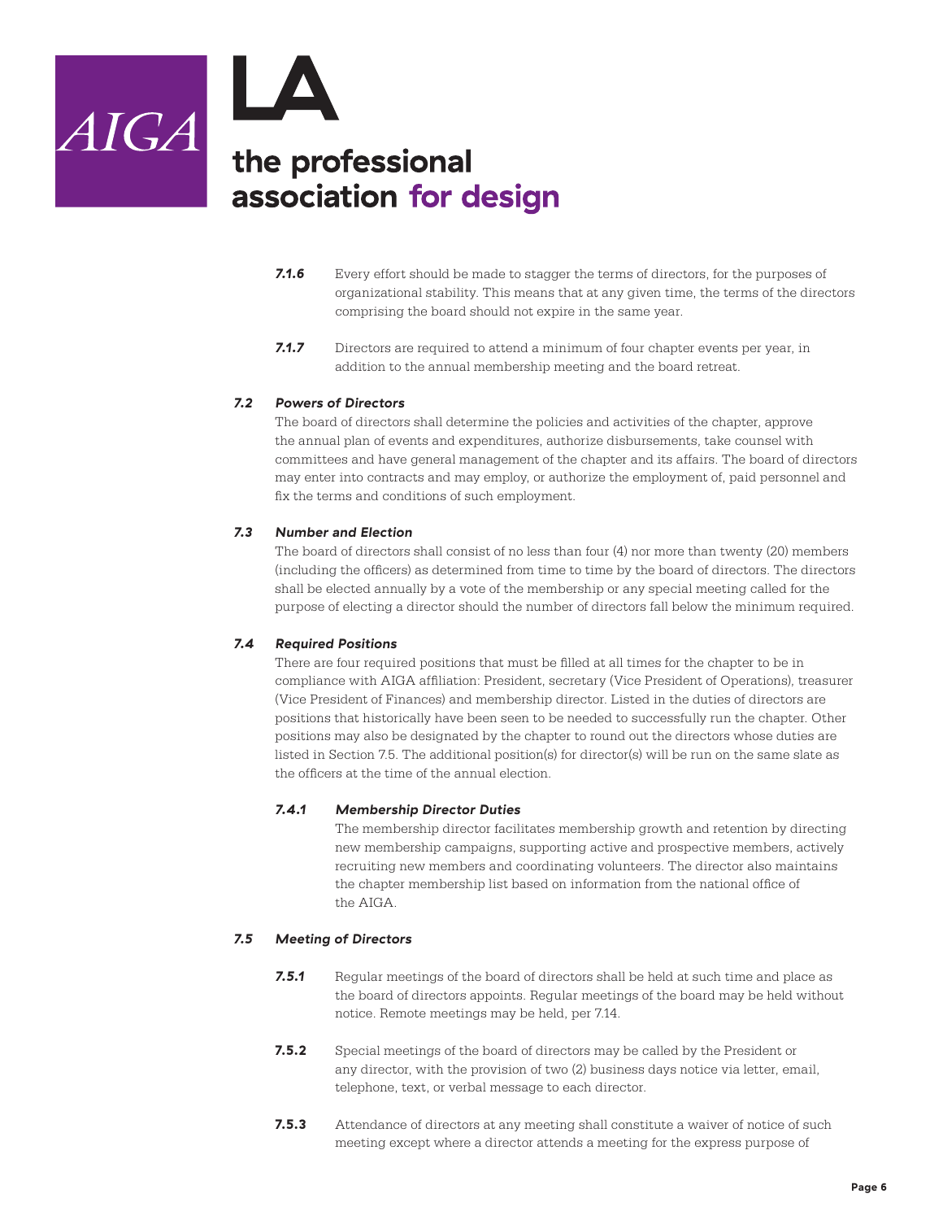**7.1.6** Every effort should be made to stagger the terms of directors, for the purposes of organizational stability. This means that at any given time, the terms of the directors comprising the board should not expire in the same year.

**7.1.7** Directors are required to attend a minimum of four chapter events per year, in addition to the annual membership meeting and the board retreat.

### *7.2 Powers of Directors*

The board of directors shall determine the policies and activities of the chapter, approve the annual plan of events and expenditures, authorize disbursements, take counsel with committees and have general management of the chapter and its affairs. The board of directors may enter into contracts and may employ, or authorize the employment of, paid personnel and fix the terms and conditions of such employment.

### *7.3 Number and Election*

The board of directors shall consist of no less than four (4) nor more than twenty (20) members (including the officers) as determined from time to time by the board of directors. The directors shall be elected annually by a vote of the membership or any special meeting called for the purpose of electing a director should the number of directors fall below the minimum required.

### *7.4 Required Positions*

There are four required positions that must be filled at all times for the chapter to be in compliance with AIGA affiliation: President, secretary (Vice President of Operations), treasurer (Vice President of Finances) and membership director. Listed in the duties of directors are positions that historically have been seen to be needed to successfully run the chapter. Other positions may also be designated by the chapter to round out the directors whose duties are listed in Section 7.5. The additional position(s) for director(s) will be run on the same slate as the officers at the time of the annual election.

#### *7.4.1 Membership Director Duties*

The membership director facilitates membership growth and retention by directing new membership campaigns, supporting active and prospective members, actively recruiting new members and coordinating volunteers. The director also maintains the chapter membership list based on information from the national office of the AIGA.

### *7.5 Meeting of Directors*

**7.5.1** Regular meetings of the board of directors shall be held at such time and place as the board of directors appoints. Regular meetings of the board may be held without notice. Remote meetings may be held, per 7.14.

**7.5.2** Special meetings of the board of directors may be called by the President or any director, with the provision of two (2) business days notice via letter, email, telephone, text, or verbal message to each director.

**7.5.3** Attendance of directors at any meeting shall constitute a waiver of notice of such meeting except where a director attends a meeting for the express purpose of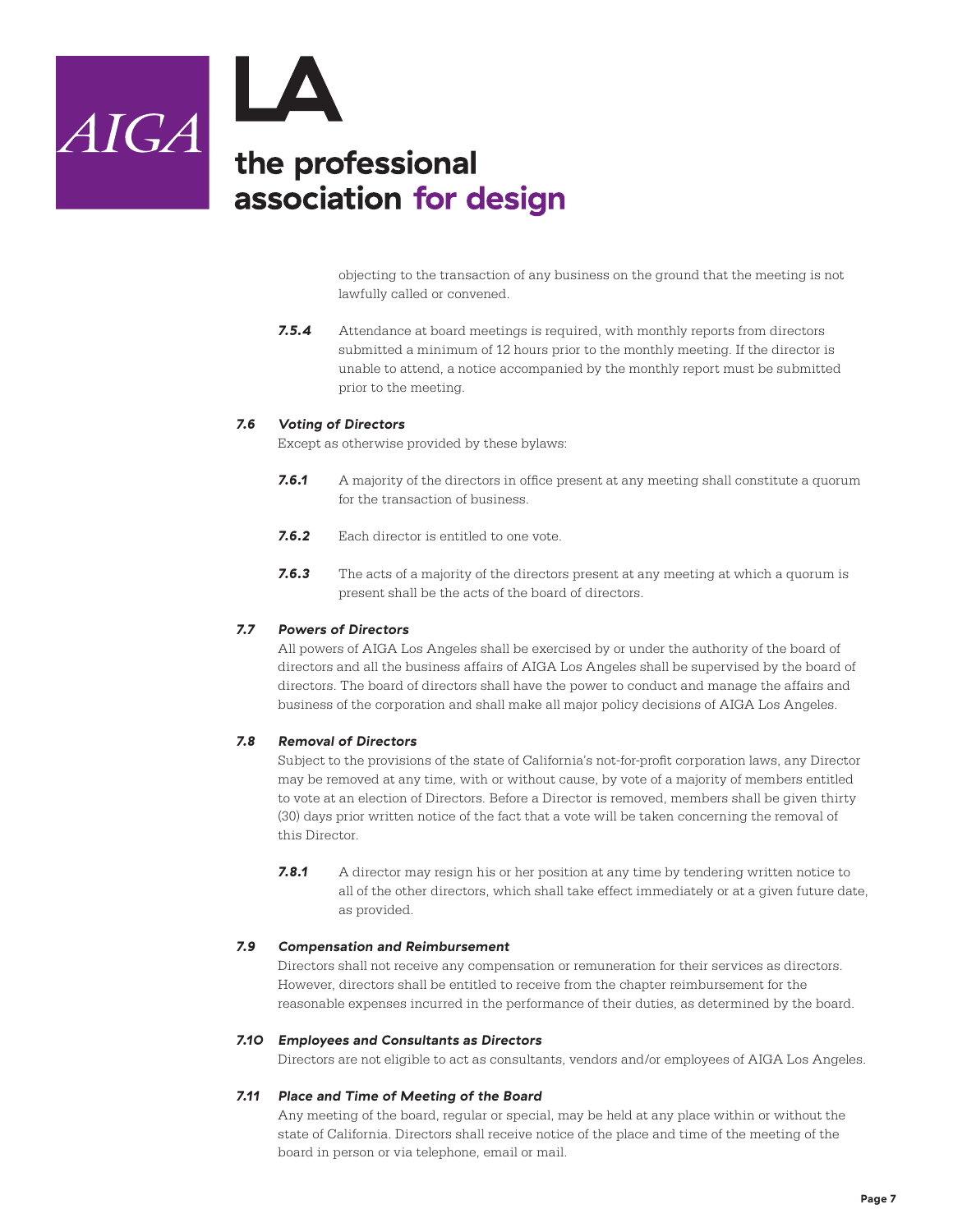objecting to the transaction of any business on the ground that the meeting is not lawfully called or convened.

**7.5.4** Attendance at board meetings is required, with monthly reports from directors submitted a minimum of 12 hours prior to the monthly meeting. If the director is unable to attend, a notice accompanied by the monthly report must be submitted prior to the meeting.

### 7.6 Voting of Directors

Except as otherwise provided by these bylaws:

**7.6.1** A majority of the directors in office present at any meeting shall constitute a quorum for the transaction of business.

**7.6.2** Each director is entitled to one vote.

**7.6.3** The acts of a majority of the directors present at any meeting at which a quorum is present shall be the acts of the board of directors.

### 7.7 Powers of Directors

All powers of AIGA Los Angeles shall be exercised by or under the authority of the board of directors and all the business affairs of AIGA Los Angeles shall be supervised by the board of directors. The board of directors shall have the power to conduct and manage the affairs and business of the corporation and shall make all major policy decisions of AIGA Los Angeles.

### 7.8 Removal of Directors

Subject to the provisions of the state of California's not-for-profit corporation laws, any Director may be removed at any time, with or without cause, by vote of a majority of members entitled to vote at an election of Directors. Before a Director is removed, members shall be given thirty (30) days prior written notice of the fact that a vote will be taken concerning the removal of this Director.

**7.8.1** A director may resign his or her position at any time by tendering written notice to all of the other directors, which shall take effect immediately or at a given future date, as provided.

### 7.9 Compensation and Reimbursement

Directors shall not receive any compensation or remuneration for their services as directors. However, directors shall be entitled to receive from the chapter reimbursement for the reasonable expenses incurred in the performance of their duties, as determined by the board.

### 7.10 Employees and Consultants as Directors

Directors are not eligible to act as consultants, vendors and/or employees of AIGA Los Angeles.

### 7.11 Place and Time of Meeting of the Board

Any meeting of the board, regular or special, may be held at any place within or without the state of California. Directors shall receive notice of the place and time of the meeting of the board in person or via telephone, email or mail.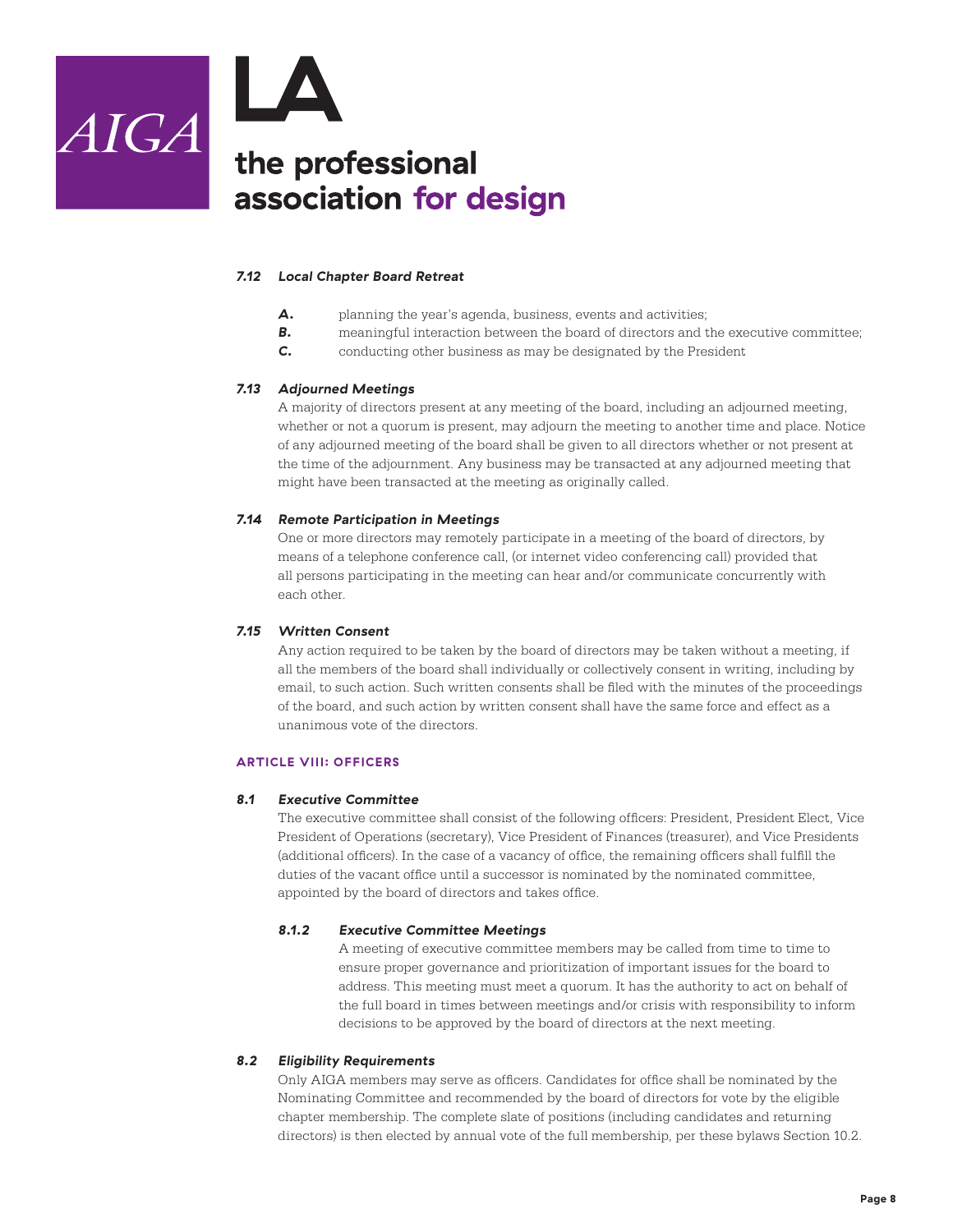#### *7.12 Local Chapter Board Retreat*

- ***A.*** planning the year's agenda, business, events and activities;
- ***B.*** meaningful interaction between the board of directors and the executive committee;
- ***C.*** conducting other business as may be designated by the President

#### *7.13 Adjourned Meetings*

A majority of directors present at any meeting of the board, including an adjourned meeting, whether or not a quorum is present, may adjourn the meeting to another time and place. Notice of any adjourned meeting of the board shall be given to all directors whether or not present at the time of the adjournment. Any business may be transacted at any adjourned meeting that might have been transacted at the meeting as originally called.

#### *7.14 Remote Participation in Meetings*

One or more directors may remotely participate in a meeting of the board of directors, by means of a telephone conference call, (or internet video conferencing call) provided that all persons participating in the meeting can hear and/or communicate concurrently with each other.

#### *7.15 Written Consent*

Any action required to be taken by the board of directors may be taken without a meeting, if all the members of the board shall individually or collectively consent in writing, including by email, to such action. Such written consents shall be filed with the minutes of the proceedings of the board, and such action by written consent shall have the same force and effect as a unanimous vote of the directors.

## ARTICLE VIII: OFFICERS

#### *8.1 Executive Committee*

The executive committee shall consist of the following officers: President, President Elect, Vice President of Operations (secretary), Vice President of Finances (treasurer), and Vice Presidents (additional officers). In the case of a vacancy of office, the remaining officers shall fulfill the duties of the vacant office until a successor is nominated by the nominated committee, appointed by the board of directors and takes office.

##### *8.1.2 Executive Committee Meetings*

A meeting of executive committee members may be called from time to time to ensure proper governance and prioritization of important issues for the board to address. This meeting must meet a quorum. It has the authority to act on behalf of the full board in times between meetings and/or crisis with responsibility to inform decisions to be approved by the board of directors at the next meeting.

#### *8.2 Eligibility Requirements*

Only AIGA members may serve as officers. Candidates for office shall be nominated by the Nominating Committee and recommended by the board of directors for vote by the eligible chapter membership. The complete slate of positions (including candidates and returning directors) is then elected by annual vote of the full membership, per these bylaws Section 10.2.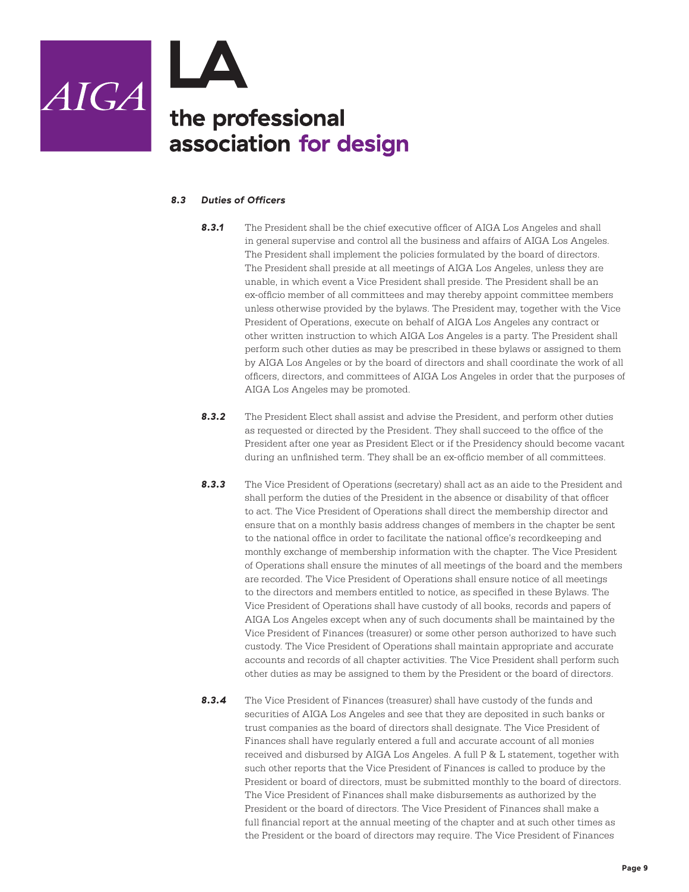### *8.3 Duties of Officers*

***8.3.1*** The President shall be the chief executive officer of AIGA Los Angeles and shall in general supervise and control all the business and affairs of AIGA Los Angeles. The President shall implement the policies formulated by the board of directors. The President shall preside at all meetings of AIGA Los Angeles, unless they are unable, in which event a Vice President shall preside. The President shall be an ex-officio member of all committees and may thereby appoint committee members unless otherwise provided by the bylaws. The President may, together with the Vice President of Operations, execute on behalf of AIGA Los Angeles any contract or other written instruction to which AIGA Los Angeles is a party. The President shall perform such other duties as may be prescribed in these bylaws or assigned to them by AIGA Los Angeles or by the board of directors and shall coordinate the work of all officers, directors, and committees of AIGA Los Angeles in order that the purposes of AIGA Los Angeles may be promoted.

***8.3.2*** The President Elect shall assist and advise the President, and perform other duties as requested or directed by the President. They shall succeed to the office of the President after one year as President Elect or if the Presidency should become vacant during an unfinished term. They shall be an ex-officio member of all committees.

***8.3.3*** The Vice President of Operations (secretary) shall act as an aide to the President and shall perform the duties of the President in the absence or disability of that officer to act. The Vice President of Operations shall direct the membership director and ensure that on a monthly basis address changes of members in the chapter be sent to the national office in order to facilitate the national office's recordkeeping and monthly exchange of membership information with the chapter. The Vice President of Operations shall ensure the minutes of all meetings of the board and the members are recorded. The Vice President of Operations shall ensure notice of all meetings to the directors and members entitled to notice, as specified in these Bylaws. The Vice President of Operations shall have custody of all books, records and papers of AIGA Los Angeles except when any of such documents shall be maintained by the Vice President of Finances (treasurer) or some other person authorized to have such custody. The Vice President of Operations shall maintain appropriate and accurate accounts and records of all chapter activities. The Vice President shall perform such other duties as may be assigned to them by the President or the board of directors.

***8.3.4*** The Vice President of Finances (treasurer) shall have custody of the funds and securities of AIGA Los Angeles and see that they are deposited in such banks or trust companies as the board of directors shall designate. The Vice President of Finances shall have regularly entered a full and accurate account of all monies received and disbursed by AIGA Los Angeles. A full P & L statement, together with such other reports that the Vice President of Finances is called to produce by the President or board of directors, must be submitted monthly to the board of directors. The Vice President of Finances shall make disbursements as authorized by the President or the board of directors. The Vice President of Finances shall make a full financial report at the annual meeting of the chapter and at such other times as the President or the board of directors may require. The Vice President of Finances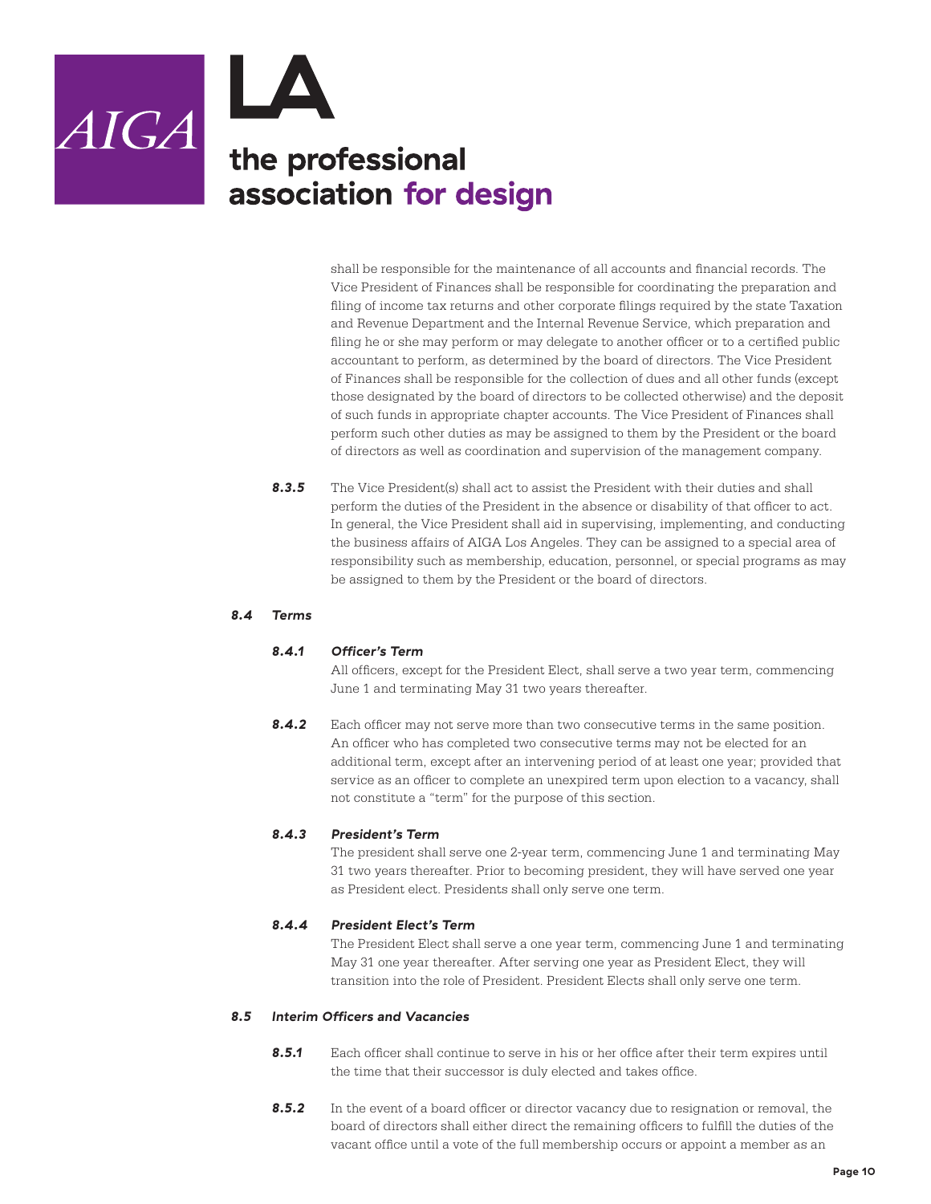shall be responsible for the maintenance of all accounts and financial records. The Vice President of Finances shall be responsible for coordinating the preparation and filing of income tax returns and other corporate filings required by the state Taxation and Revenue Department and the Internal Revenue Service, which preparation and filing he or she may perform or may delegate to another officer or to a certified public accountant to perform, as determined by the board of directors. The Vice President of Finances shall be responsible for the collection of dues and all other funds (except those designated by the board of directors to be collected otherwise) and the deposit of such funds in appropriate chapter accounts. The Vice President of Finances shall perform such other duties as may be assigned to them by the President or the board of directors as well as coordination and supervision of the management company.

***8.3.5*** The Vice President(s) shall act to assist the President with their duties and shall perform the duties of the President in the absence or disability of that officer to act. In general, the Vice President shall aid in supervising, implementing, and conducting the business affairs of AIGA Los Angeles. They can be assigned to a special area of responsibility such as membership, education, personnel, or special programs as may be assigned to them by the President or the board of directors.

### *8.4 Terms*

#### *8.4.1 Officer's Term*

All officers, except for the President Elect, shall serve a two year term, commencing June 1 and terminating May 31 two years thereafter.

***8.4.2*** Each officer may not serve more than two consecutive terms in the same position. An officer who has completed two consecutive terms may not be elected for an additional term, except after an intervening period of at least one year; provided that service as an officer to complete an unexpired term upon election to a vacancy, shall not constitute a "term" for the purpose of this section.

#### *8.4.3 President's Term*

The president shall serve one 2-year term, commencing June 1 and terminating May 31 two years thereafter. Prior to becoming president, they will have served one year as President elect. Presidents shall only serve one term.

#### *8.4.4 President Elect's Term*

The President Elect shall serve a one year term, commencing June 1 and terminating May 31 one year thereafter. After serving one year as President Elect, they will transition into the role of President. President Elects shall only serve one term.

### *8.5 Interim Officers and Vacancies*

***8.5.1*** Each officer shall continue to serve in his or her office after their term expires until the time that their successor is duly elected and takes office.

***8.5.2*** In the event of a board officer or director vacancy due to resignation or removal, the board of directors shall either direct the remaining officers to fulfill the duties of the vacant office until a vote of the full membership occurs or appoint a member as an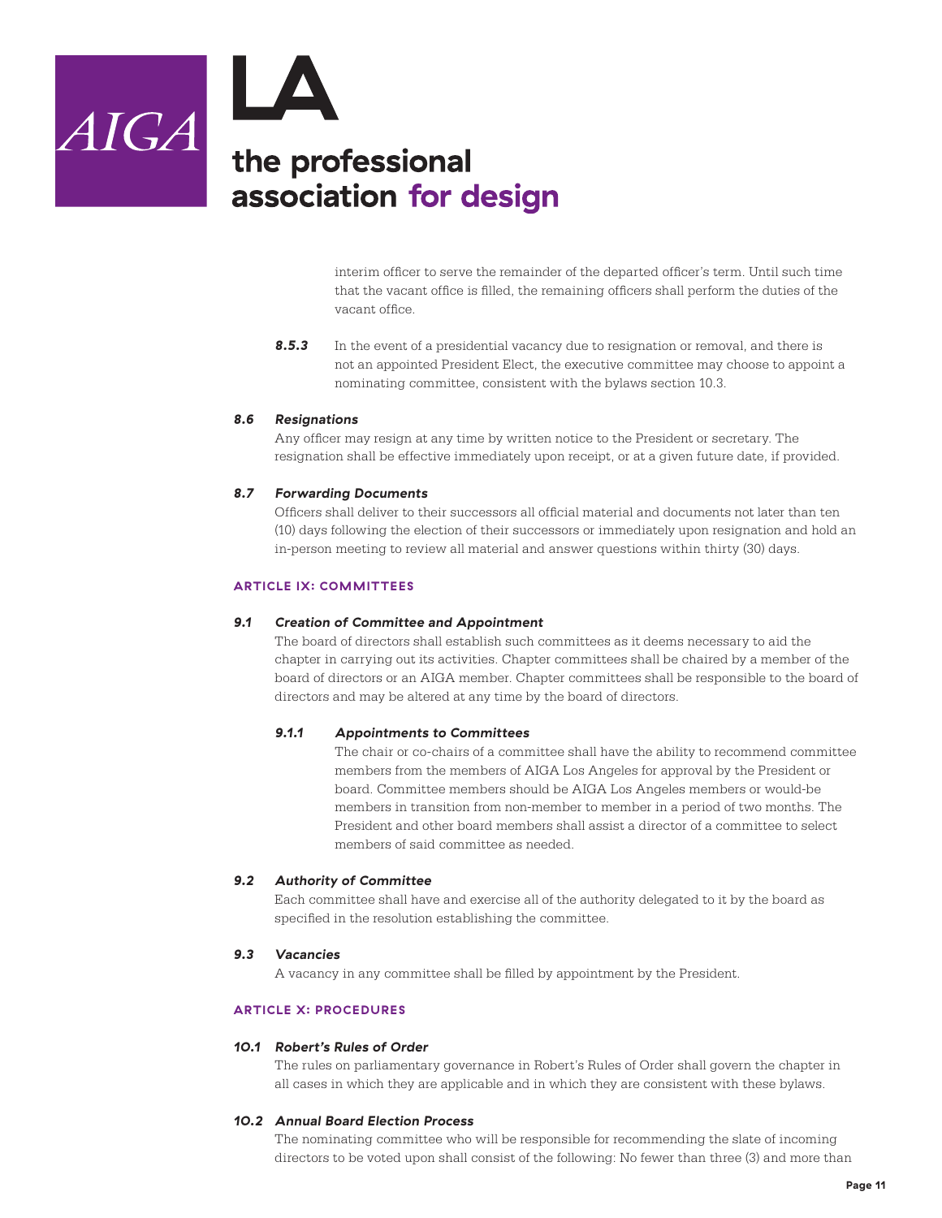interim officer to serve the remainder of the departed officer's term. Until such time that the vacant office is filled, the remaining officers shall perform the duties of the vacant office.

***8.5.3*** In the event of a presidential vacancy due to resignation or removal, and there is not an appointed President Elect, the executive committee may choose to appoint a nominating committee, consistent with the bylaws section 10.3.

#### *8.6 Resignations*

Any officer may resign at any time by written notice to the President or secretary. The resignation shall be effective immediately upon receipt, or at a given future date, if provided.

#### *8.7 Forwarding Documents*

Officers shall deliver to their successors all official material and documents not later than ten (10) days following the election of their successors or immediately upon resignation and hold an in-person meeting to review all material and answer questions within thirty (30) days.

### ARTICLE IX: COMMITTEES

#### *9.1 Creation of Committee and Appointment*

The board of directors shall establish such committees as it deems necessary to aid the chapter in carrying out its activities. Chapter committees shall be chaired by a member of the board of directors or an AIGA member. Chapter committees shall be responsible to the board of directors and may be altered at any time by the board of directors.

##### *9.1.1 Appointments to Committees*

The chair or co-chairs of a committee shall have the ability to recommend committee members from the members of AIGA Los Angeles for approval by the President or board. Committee members should be AIGA Los Angeles members or would-be members in transition from non-member to member in a period of two months. The President and other board members shall assist a director of a committee to select members of said committee as needed.

#### *9.2 Authority of Committee*

Each committee shall have and exercise all of the authority delegated to it by the board as specified in the resolution establishing the committee.

#### *9.3 Vacancies*

A vacancy in any committee shall be filled by appointment by the President.

### ARTICLE X: PROCEDURES

#### *10.1 Robert's Rules of Order*

The rules on parliamentary governance in Robert's Rules of Order shall govern the chapter in all cases in which they are applicable and in which they are consistent with these bylaws.

#### *10.2 Annual Board Election Process*

The nominating committee who will be responsible for recommending the slate of incoming directors to be voted upon shall consist of the following: No fewer than three (3) and more than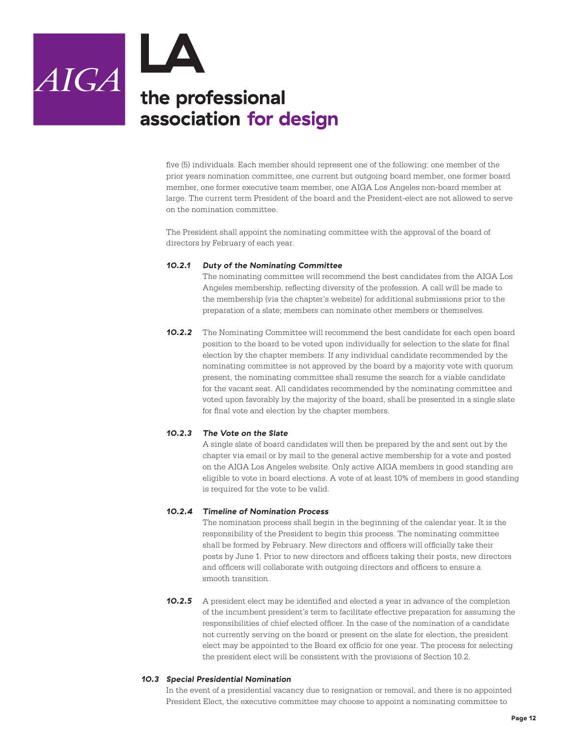five (5) individuals. Each member should represent one of the following: one member of the prior years nomination committee, one current but outgoing board member, one former board member, one former executive team member, one AIGA Los Angeles non-board member at large. The current term President of the board and the President-elect are not allowed to serve on the nomination committee.

The President shall appoint the nominating committee with the approval of the board of directors by February of each year.

#### *10.2.1 Duty of the Nominating Committee*

The nominating committee will recommend the best candidates from the AIGA Los Angeles membership, reflecting diversity of the profession. A call will be made to the membership (via the chapter's website) for additional submissions prior to the preparation of a slate; members can nominate other members or themselves.

***10.2.2*** The Nominating Committee will recommend the best candidate for each open board position to the board to be voted upon individually for selection to the slate for final election by the chapter members. If any individual candidate recommended by the nominating committee is not approved by the board by a majority vote with quorum present, the nominating committee shall resume the search for a viable candidate for the vacant seat. All candidates recommended by the nominating committee and voted upon favorably by the majority of the board, shall be presented in a single slate for final vote and election by the chapter members.

#### *10.2.3 The Vote on the Slate*

A single slate of board candidates will then be prepared by the and sent out by the chapter via email or by mail to the general active membership for a vote and posted on the AIGA Los Angeles website. Only active AIGA members in good standing are eligible to vote in board elections. A vote of at least 10% of members in good standing is required for the vote to be valid.

#### *10.2.4 Timeline of Nomination Process*

The nomination process shall begin in the beginning of the calendar year. It is the responsibility of the President to begin this process. The nominating committee shall be formed by February. New directors and officers will officially take their posts by June 1. Prior to new directors and officers taking their posts, new directors and officers will collaborate with outgoing directors and officers to ensure a smooth transition.

***10.2.5*** A president elect may be identified and elected a year in advance of the completion of the incumbent president's term to facilitate effective preparation for assuming the responsibilities of chief elected officer. In the case of the nomination of a candidate not currently serving on the board or present on the slate for election, the president elect may be appointed to the Board ex officio for one year. The process for selecting the president elect will be consistent with the provisions of Section 10.2.

### *10.3 Special Presidential Nomination*

In the event of a presidential vacancy due to resignation or removal, and there is no appointed President Elect, the executive committee may choose to appoint a nominating committee to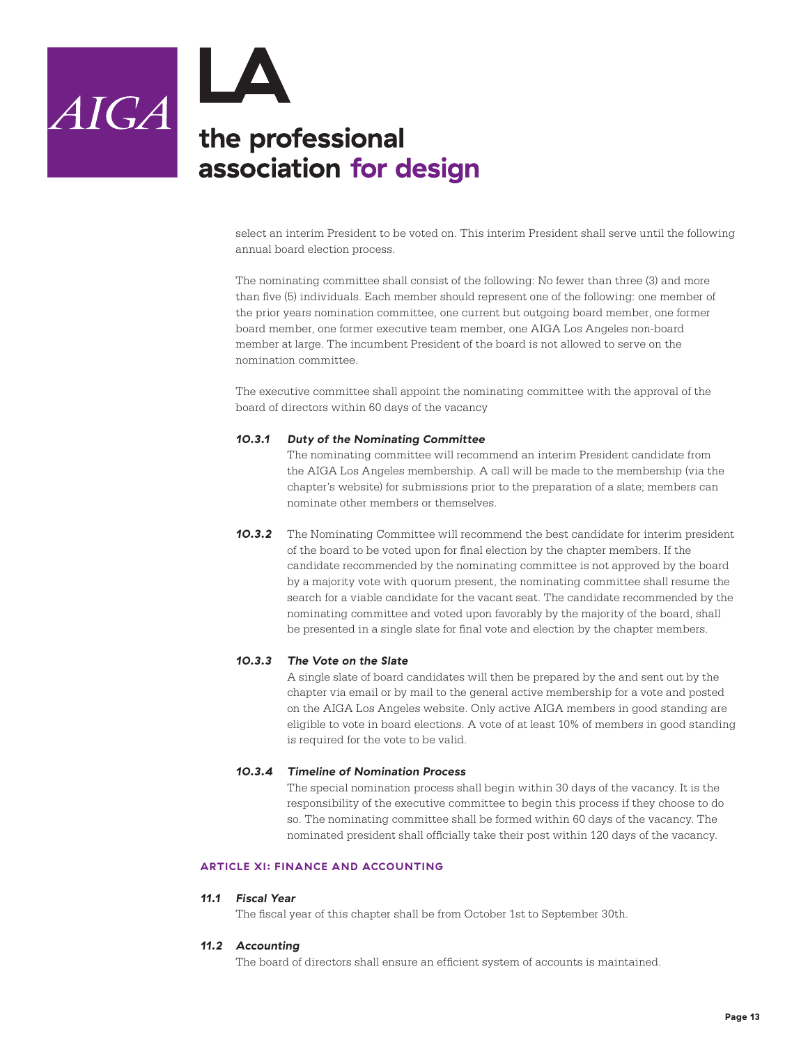select an interim President to be voted on. This interim President shall serve until the following annual board election process.

The nominating committee shall consist of the following: No fewer than three (3) and more than five (5) individuals. Each member should represent one of the following: one member of the prior years nomination committee, one current but outgoing board member, one former board member, one former executive team member, one AIGA Los Angeles non-board member at large. The incumbent President of the board is not allowed to serve on the nomination committee.

The executive committee shall appoint the nominating committee with the approval of the board of directors within 60 days of the vacancy

**10.3.1** ***Duty of the Nominating Committee***
The nominating committee will recommend an interim President candidate from the AIGA Los Angeles membership. A call will be made to the membership (via the chapter's website) for submissions prior to the preparation of a slate; members can nominate other members or themselves.

**10.3.2** The Nominating Committee will recommend the best candidate for interim president of the board to be voted upon for final election by the chapter members. If the candidate recommended by the nominating committee is not approved by the board by a majority vote with quorum present, the nominating committee shall resume the search for a viable candidate for the vacant seat. The candidate recommended by the nominating committee and voted upon favorably by the majority of the board, shall be presented in a single slate for final vote and election by the chapter members.

**10.3.3** ***The Vote on the Slate***
A single slate of board candidates will then be prepared by the and sent out by the chapter via email or by mail to the general active membership for a vote and posted on the AIGA Los Angeles website. Only active AIGA members in good standing are eligible to vote in board elections. A vote of at least 10% of members in good standing is required for the vote to be valid.

**10.3.4** ***Timeline of Nomination Process***
The special nomination process shall begin within 30 days of the vacancy. It is the responsibility of the executive committee to begin this process if they choose to do so. The nominating committee shall be formed within 60 days of the vacancy. The nominated president shall officially take their post within 120 days of the vacancy.

## ARTICLE XI: FINANCE AND ACCOUNTING

**11.1** ***Fiscal Year***
The fiscal year of this chapter shall be from October 1st to September 30th.

**11.2** ***Accounting***
The board of directors shall ensure an efficient system of accounts is maintained.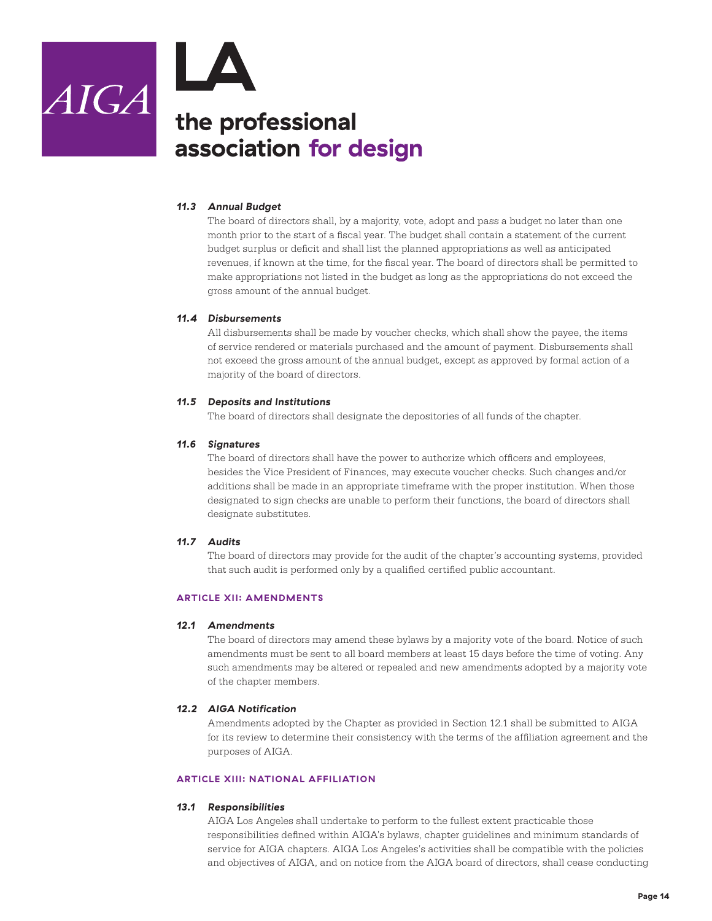### 11.3 Annual Budget

The board of directors shall, by a majority, vote, adopt and pass a budget no later than one month prior to the start of a fiscal year. The budget shall contain a statement of the current budget surplus or deficit and shall list the planned appropriations as well as anticipated revenues, if known at the time, for the fiscal year. The board of directors shall be permitted to make appropriations not listed in the budget as long as the appropriations do not exceed the gross amount of the annual budget.

### 11.4 Disbursements

All disbursements shall be made by voucher checks, which shall show the payee, the items of service rendered or materials purchased and the amount of payment. Disbursements shall not exceed the gross amount of the annual budget, except as approved by formal action of a majority of the board of directors.

### 11.5 Deposits and Institutions

The board of directors shall designate the depositories of all funds of the chapter.

### 11.6 Signatures

The board of directors shall have the power to authorize which officers and employees, besides the Vice President of Finances, may execute voucher checks. Such changes and/or additions shall be made in an appropriate timeframe with the proper institution. When those designated to sign checks are unable to perform their functions, the board of directors shall designate substitutes.

### 11.7 Audits

The board of directors may provide for the audit of the chapter's accounting systems, provided that such audit is performed only by a qualified certified public accountant.

## ARTICLE XII: AMENDMENTS

### 12.1 Amendments

The board of directors may amend these bylaws by a majority vote of the board. Notice of such amendments must be sent to all board members at least 15 days before the time of voting. Any such amendments may be altered or repealed and new amendments adopted by a majority vote of the chapter members.

### 12.2 AIGA Notification

Amendments adopted by the Chapter as provided in Section 12.1 shall be submitted to AIGA for its review to determine their consistency with the terms of the affiliation agreement and the purposes of AIGA.

## ARTICLE XIII: NATIONAL AFFILIATION

### 13.1 Responsibilities

AIGA Los Angeles shall undertake to perform to the fullest extent practicable those responsibilities defined within AIGA's bylaws, chapter guidelines and minimum standards of service for AIGA chapters. AIGA Los Angeles's activities shall be compatible with the policies and objectives of AIGA, and on notice from the AIGA board of directors, shall cease conducting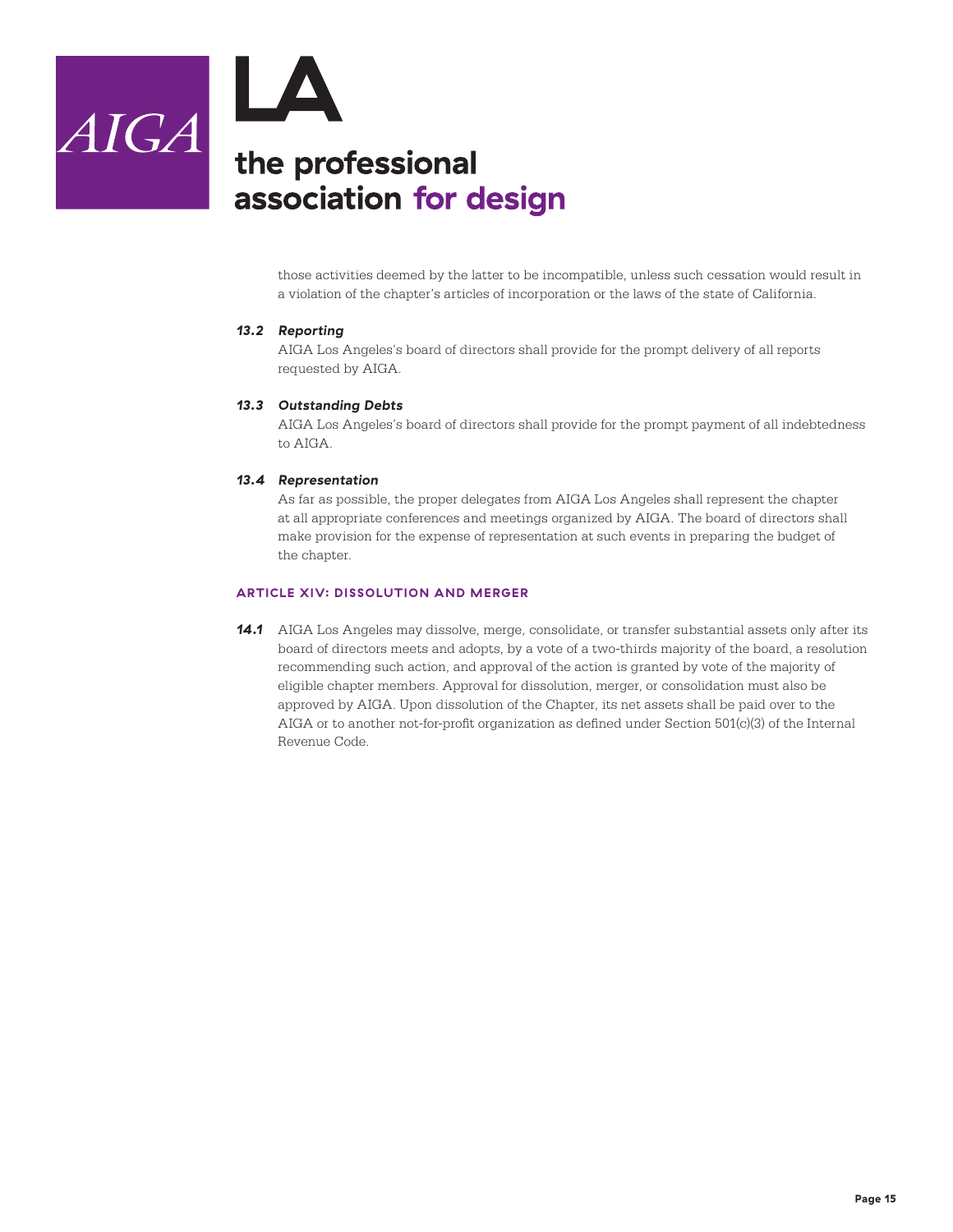those activities deemed by the latter to be incompatible, unless such cessation would result in a violation of the chapter's articles of incorporation or the laws of the state of California.

### *13.2 Reporting*

AIGA Los Angeles's board of directors shall provide for the prompt delivery of all reports requested by AIGA.

### *13.3 Outstanding Debts*

AIGA Los Angeles's board of directors shall provide for the prompt payment of all indebtedness to AIGA.

### *13.4 Representation*

As far as possible, the proper delegates from AIGA Los Angeles shall represent the chapter at all appropriate conferences and meetings organized by AIGA. The board of directors shall make provision for the expense of representation at such events in preparing the budget of the chapter.

## ARTICLE XIV: DISSOLUTION AND MERGER

***14.1*** AIGA Los Angeles may dissolve, merge, consolidate, or transfer substantial assets only after its board of directors meets and adopts, by a vote of a two-thirds majority of the board, a resolution recommending such action, and approval of the action is granted by vote of the majority of eligible chapter members. Approval for dissolution, merger, or consolidation must also be approved by AIGA. Upon dissolution of the Chapter, its net assets shall be paid over to the AIGA or to another not-for-profit organization as defined under Section 501(c)(3) of the Internal Revenue Code.